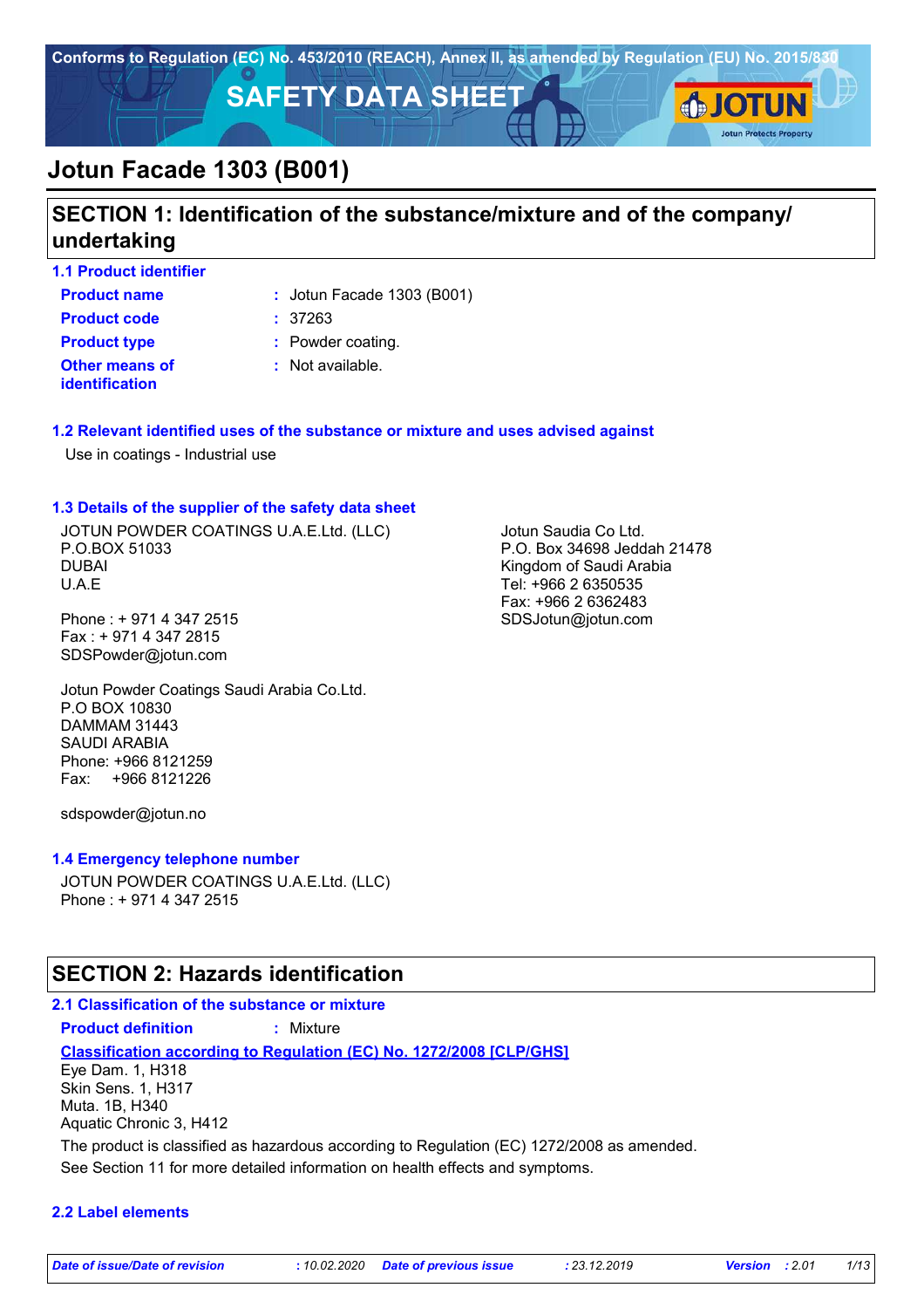Conforms to Regulation (EC) No. 453/2010 (REACH), Annex II, as amended by Regulation (EU) No. 2015/830

# SAFETY DATA SHEET

# Jotun Facade 1303 (B001)

## SECTION 1: Identification of the substance/mixture and of the company/undertaking

### 1.1 Product identifier

**Product name** : Jotun Facade 1303 (B001)

**Product code** : 37263

**Product type** : Powder coating.

**Other means of identification** : Not available.

### 1.2 Relevant identified uses of the substance or mixture and uses advised against

Use in coatings - Industrial use

### 1.3 Details of the supplier of the safety data sheet

JOTUN POWDER COATINGS U.A.E.Ltd. (LLC)
P.O.BOX 51033
DUBAI
U.A.E

Phone : + 971 4 347 2515
Fax : + 971 4 347 2815
SDSPowder@jotun.com

Jotun Powder Coatings Saudi Arabia Co.Ltd.
P.O BOX 10830
DAMMAM 31443
SAUDI ARABIA
Phone: +966 8121259
Fax: +966 8121226

sdspowder@jotun.no

Jotun Saudia Co Ltd.
P.O. Box 34698 Jeddah 21478
Kingdom of Saudi Arabia
Tel: +966 2 6350535
Fax: +966 2 6362483
SDSJotun@jotun.com

### 1.4 Emergency telephone number

JOTUN POWDER COATINGS U.A.E.Ltd. (LLC)
Phone : + 971 4 347 2515

## SECTION 2: Hazards identification

### 2.1 Classification of the substance or mixture

**Product definition** : Mixture

**Classification according to Regulation (EC) No. 1272/2008 [CLP/GHS]**

Eye Dam. 1, H318
Skin Sens. 1, H317
Muta. 1B, H340
Aquatic Chronic 3, H412

The product is classified as hazardous according to Regulation (EC) 1272/2008 as amended.

See Section 11 for more detailed information on health effects and symptoms.

### 2.2 Label elements

*Date of issue/Date of revision* : 10.02.2020 *Date of previous issue* : 23.12.2019 *Version* : 2.01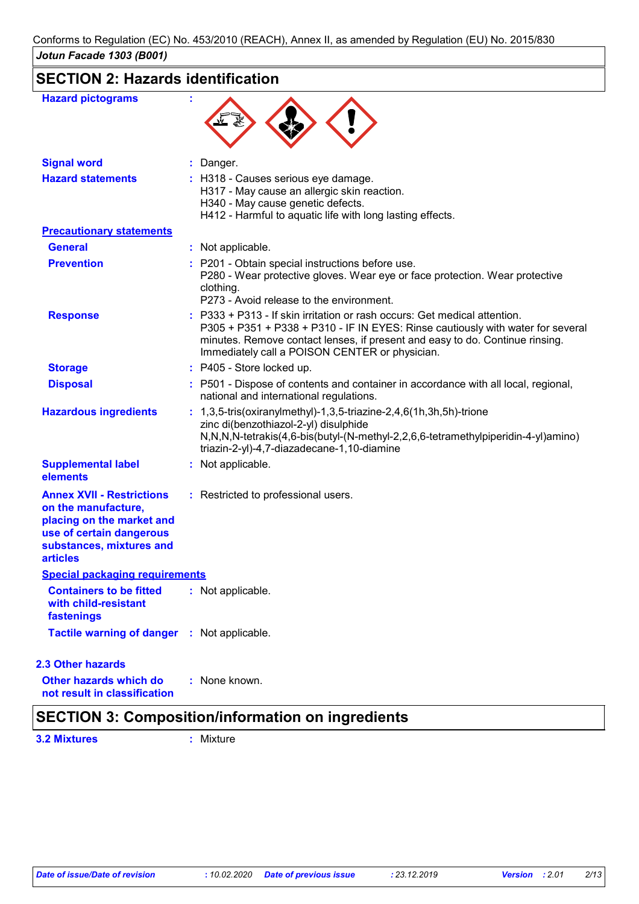## SECTION 2: Hazards identification

**Hazard pictograms** :

**Signal word** : Danger.

**Hazard statements** : H318 - Causes serious eye damage.
H317 - May cause an allergic skin reaction.
H340 - May cause genetic defects.
H412 - Harmful to aquatic life with long lasting effects.

**Precautionary statements**

**General** : Not applicable.

**Prevention** : P201 - Obtain special instructions before use.
P280 - Wear protective gloves. Wear eye or face protection. Wear protective clothing.
P273 - Avoid release to the environment.

**Response** : P333 + P313 - If skin irritation or rash occurs: Get medical attention.
P305 + P351 + P338 + P310 - IF IN EYES: Rinse cautiously with water for several minutes. Remove contact lenses, if present and easy to do. Continue rinsing. Immediately call a POISON CENTER or physician.

**Storage** : P405 - Store locked up.

**Disposal** : P501 - Dispose of contents and container in accordance with all local, regional, national and international regulations.

**Hazardous ingredients** : 1,3,5-tris(oxiranylmethyl)-1,3,5-triazine-2,4,6(1h,3h,5h)-trione
zinc di(benzothiazol-2-yl) disulphide
N,N,N,N-tetrakis(4,6-bis(butyl-(N-methyl-2,2,6,6-tetramethylpiperidin-4-yl)amino)triazin-2-yl)-4,7-diazadecane-1,10-diamine

**Supplemental label elements** : Not applicable.

**Annex XVII - Restrictions on the manufacture, placing on the market and use of certain dangerous substances, mixtures and articles** : Restricted to professional users.

**Special packaging requirements**

**Containers to be fitted with child-resistant fastenings** : Not applicable.

**Tactile warning of danger** : Not applicable.

### 2.3 Other hazards

**Other hazards which do not result in classification** : None known.

## SECTION 3: Composition/information on ingredients

**3.2 Mixtures** : Mixture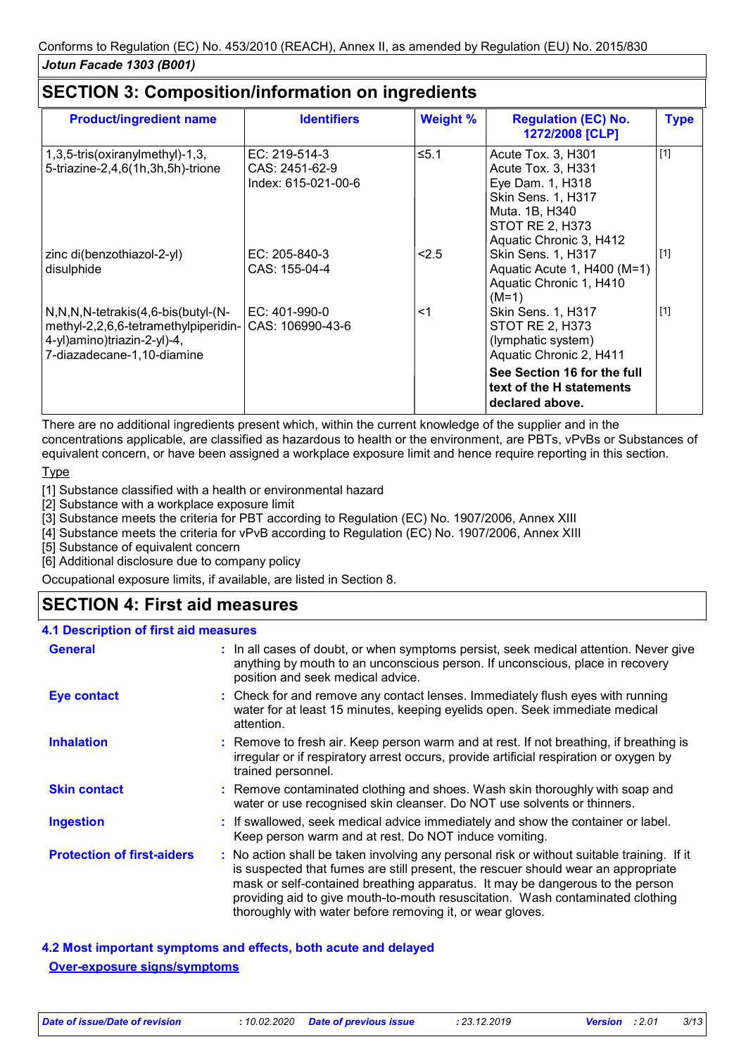## SECTION 3: Composition/information on ingredients

| Product/ingredient name | Identifiers | Weight % | Regulation (EC) No. 1272/2008 [CLP] | Type |
|---|---|---|---|---|
| 1,3,5-tris(oxiranylmethyl)-1,3, 5-triazine-2,4,6(1h,3h,5h)-trione | EC: 219-514-3<br>CAS: 2451-62-9<br>Index: 615-021-00-6 | ≤5.1 | Acute Tox. 3, H301<br>Acute Tox. 3, H331<br>Eye Dam. 1, H318<br>Skin Sens. 1, H317<br>Muta. 1B, H340<br>STOT RE 2, H373<br>Aquatic Chronic 3, H412 | [1] |
| zinc di(benzothiazol-2-yl) disulphide | EC: 205-840-3<br>CAS: 155-04-4 | <2.5 | Skin Sens. 1, H317<br>Aquatic Acute 1, H400 (M=1)<br>Aquatic Chronic 1, H410 (M=1) | [1] |
| N,N,N,N-tetrakis(4,6-bis(butyl-(N-methyl-2,2,6,6-tetramethylpiperidin-4-yl)amino)triazin-2-yl)-4, 7-diazadecane-1,10-diamine | EC: 401-990-0<br>CAS: 106990-43-6 | <1 | Skin Sens. 1, H317<br>STOT RE 2, H373 (lymphatic system)<br>Aquatic Chronic 2, H411 | [1] |
| | | | **See Section 16 for the full text of the H statements declared above.** | |

There are no additional ingredients present which, within the current knowledge of the supplier and in the concentrations applicable, are classified as hazardous to health or the environment, are PBTs, vPvBs or Substances of equivalent concern, or have been assigned a workplace exposure limit and hence require reporting in this section.

Type

[1] Substance classified with a health or environmental hazard
[2] Substance with a workplace exposure limit
[3] Substance meets the criteria for PBT according to Regulation (EC) No. 1907/2006, Annex XIII
[4] Substance meets the criteria for vPvB according to Regulation (EC) No. 1907/2006, Annex XIII
[5] Substance of equivalent concern
[6] Additional disclosure due to company policy

Occupational exposure limits, if available, are listed in Section 8.

## SECTION 4: First aid measures

### 4.1 Description of first aid measures

**General** : In all cases of doubt, or when symptoms persist, seek medical attention. Never give anything by mouth to an unconscious person. If unconscious, place in recovery position and seek medical advice.

**Eye contact** : Check for and remove any contact lenses. Immediately flush eyes with running water for at least 15 minutes, keeping eyelids open. Seek immediate medical attention.

**Inhalation** : Remove to fresh air. Keep person warm and at rest. If not breathing, if breathing is irregular or if respiratory arrest occurs, provide artificial respiration or oxygen by trained personnel.

**Skin contact** : Remove contaminated clothing and shoes. Wash skin thoroughly with soap and water or use recognised skin cleanser. Do NOT use solvents or thinners.

**Ingestion** : If swallowed, seek medical advice immediately and show the container or label. Keep person warm and at rest. Do NOT induce vomiting.

**Protection of first-aiders** : No action shall be taken involving any personal risk or without suitable training. If it is suspected that fumes are still present, the rescuer should wear an appropriate mask or self-contained breathing apparatus. It may be dangerous to the person providing aid to give mouth-to-mouth resuscitation. Wash contaminated clothing thoroughly with water before removing it, or wear gloves.

### 4.2 Most important symptoms and effects, both acute and delayed

Over-exposure signs/symptoms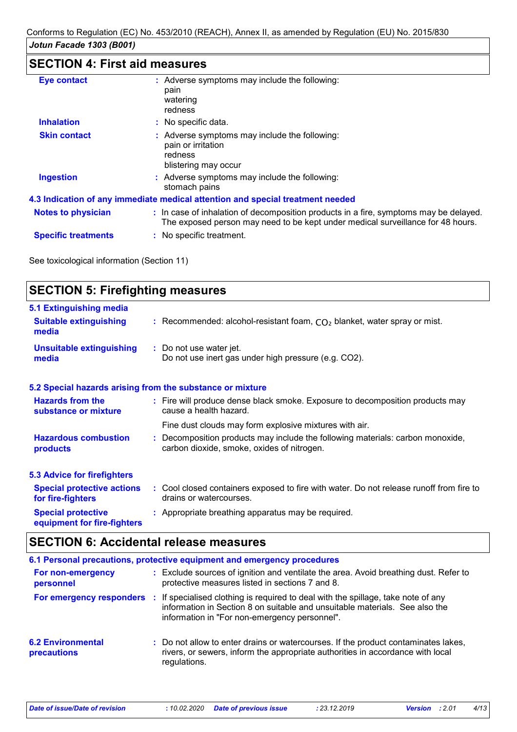## SECTION 4: First aid measures

**Eye contact** : Adverse symptoms may include the following:
pain
watering
redness

**Inhalation** : No specific data.

**Skin contact** : Adverse symptoms may include the following:
pain or irritation
redness
blistering may occur

**Ingestion** : Adverse symptoms may include the following:
stomach pains

### 4.3 Indication of any immediate medical attention and special treatment needed

**Notes to physician** : In case of inhalation of decomposition products in a fire, symptoms may be delayed. The exposed person may need to be kept under medical surveillance for 48 hours.

**Specific treatments** : No specific treatment.

See toxicological information (Section 11)

## SECTION 5: Firefighting measures

### 5.1 Extinguishing media

**Suitable extinguishing media** : Recommended: alcohol-resistant foam, $CO_2$ blanket, water spray or mist.

**Unsuitable extinguishing media** : Do not use water jet.
Do not use inert gas under high pressure (e.g. CO2).

### 5.2 Special hazards arising from the substance or mixture

**Hazards from the substance or mixture** : Fire will produce dense black smoke. Exposure to decomposition products may cause a health hazard.

Fine dust clouds may form explosive mixtures with air.

**Hazardous combustion products** : Decomposition products may include the following materials: carbon monoxide, carbon dioxide, smoke, oxides of nitrogen.

### 5.3 Advice for firefighters

**Special protective actions for fire-fighters** : Cool closed containers exposed to fire with water. Do not release runoff from fire to drains or watercourses.

**Special protective equipment for fire-fighters** : Appropriate breathing apparatus may be required.

## SECTION 6: Accidental release measures

### 6.1 Personal precautions, protective equipment and emergency procedures

**For non-emergency personnel** : Exclude sources of ignition and ventilate the area. Avoid breathing dust. Refer to protective measures listed in sections 7 and 8.

**For emergency responders** : If specialised clothing is required to deal with the spillage, take note of any information in Section 8 on suitable and unsuitable materials. See also the information in "For non-emergency personnel".

**6.2 Environmental precautions** : Do not allow to enter drains or watercourses. If the product contaminates lakes, rivers, or sewers, inform the appropriate authorities in accordance with local regulations.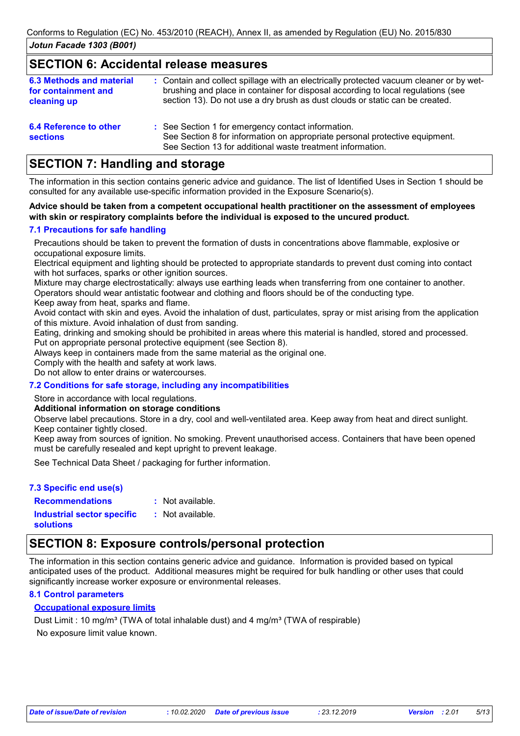## SECTION 6: Accidental release measures

**6.3 Methods and material for containment and cleaning up** : Contain and collect spillage with an electrically protected vacuum cleaner or by wet-brushing and place in container for disposal according to local regulations (see section 13). Do not use a dry brush as dust clouds or static can be created.

**6.4 Reference to other sections** : See Section 1 for emergency contact information.
See Section 8 for information on appropriate personal protective equipment.
See Section 13 for additional waste treatment information.

## SECTION 7: Handling and storage

The information in this section contains generic advice and guidance. The list of Identified Uses in Section 1 should be consulted for any available use-specific information provided in the Exposure Scenario(s).

**Advice should be taken from a competent occupational health practitioner on the assessment of employees with skin or respiratory complaints before the individual is exposed to the uncured product.**

### 7.1 Precautions for safe handling

Precautions should be taken to prevent the formation of dusts in concentrations above flammable, explosive or occupational exposure limits.
Electrical equipment and lighting should be protected to appropriate standards to prevent dust coming into contact with hot surfaces, sparks or other ignition sources.
Mixture may charge electrostatically: always use earthing leads when transferring from one container to another. Operators should wear antistatic footwear and clothing and floors should be of the conducting type.
Keep away from heat, sparks and flame.
Avoid contact with skin and eyes. Avoid the inhalation of dust, particulates, spray or mist arising from the application of this mixture. Avoid inhalation of dust from sanding.
Eating, drinking and smoking should be prohibited in areas where this material is handled, stored and processed.
Put on appropriate personal protective equipment (see Section 8).
Always keep in containers made from the same material as the original one.
Comply with the health and safety at work laws.
Do not allow to enter drains or watercourses.

### 7.2 Conditions for safe storage, including any incompatibilities

Store in accordance with local regulations.

**Additional information on storage conditions**

Observe label precautions. Store in a dry, cool and well-ventilated area. Keep away from heat and direct sunlight. Keep container tightly closed.
Keep away from sources of ignition. No smoking. Prevent unauthorised access. Containers that have been opened must be carefully resealed and kept upright to prevent leakage.

See Technical Data Sheet / packaging for further information.

### 7.3 Specific end use(s)

**Recommendations** : Not available.

**Industrial sector specific solutions** : Not available.

## SECTION 8: Exposure controls/personal protection

The information in this section contains generic advice and guidance. Information is provided based on typical anticipated uses of the product. Additional measures might be required for bulk handling or other uses that could significantly increase worker exposure or environmental releases.

### 8.1 Control parameters

**Occupational exposure limits**

Dust Limit : 10 mg/m³ (TWA of total inhalable dust) and 4 mg/m³ (TWA of respirable)

No exposure limit value known.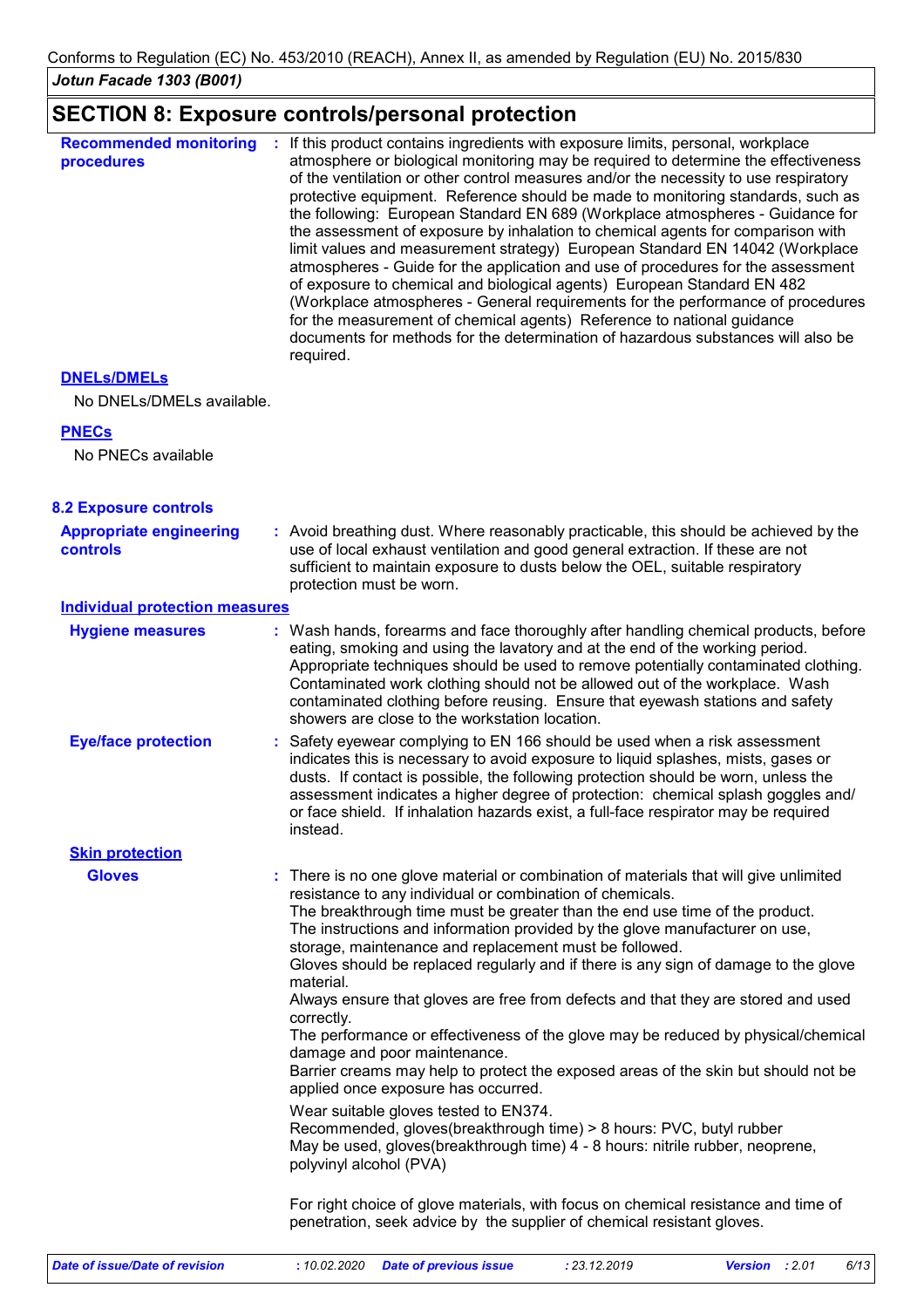## SECTION 8: Exposure controls/personal protection

**Recommended monitoring procedures** : If this product contains ingredients with exposure limits, personal, workplace atmosphere or biological monitoring may be required to determine the effectiveness of the ventilation or other control measures and/or the necessity to use respiratory protective equipment. Reference should be made to monitoring standards, such as the following: European Standard EN 689 (Workplace atmospheres - Guidance for the assessment of exposure by inhalation to chemical agents for comparison with limit values and measurement strategy) European Standard EN 14042 (Workplace atmospheres - Guide for the application and use of procedures for the assessment of exposure to chemical and biological agents) European Standard EN 482 (Workplace atmospheres - General requirements for the performance of procedures for the measurement of chemical agents) Reference to national guidance documents for methods for the determination of hazardous substances will also be required.

**DNELs/DMELs**

No DNELs/DMELs available.

**PNECs**

No PNECs available

### 8.2 Exposure controls

**Appropriate engineering controls** : Avoid breathing dust. Where reasonably practicable, this should be achieved by the use of local exhaust ventilation and good general extraction. If these are not sufficient to maintain exposure to dusts below the OEL, suitable respiratory protection must be worn.

**Individual protection measures**

**Hygiene measures** : Wash hands, forearms and face thoroughly after handling chemical products, before eating, smoking and using the lavatory and at the end of the working period. Appropriate techniques should be used to remove potentially contaminated clothing. Contaminated work clothing should not be allowed out of the workplace. Wash contaminated clothing before reusing. Ensure that eyewash stations and safety showers are close to the workstation location.

**Eye/face protection** : Safety eyewear complying to EN 166 should be used when a risk assessment indicates this is necessary to avoid exposure to liquid splashes, mists, gases or dusts. If contact is possible, the following protection should be worn, unless the assessment indicates a higher degree of protection: chemical splash goggles and/ or face shield. If inhalation hazards exist, a full-face respirator may be required instead.

**Skin protection**

**Gloves** : There is no one glove material or combination of materials that will give unlimited resistance to any individual or combination of chemicals.
The breakthrough time must be greater than the end use time of the product.
The instructions and information provided by the glove manufacturer on use, storage, maintenance and replacement must be followed.
Gloves should be replaced regularly and if there is any sign of damage to the glove material.
Always ensure that gloves are free from defects and that they are stored and used correctly.
The performance or effectiveness of the glove may be reduced by physical/chemical damage and poor maintenance.
Barrier creams may help to protect the exposed areas of the skin but should not be applied once exposure has occurred.

Wear suitable gloves tested to EN374.
Recommended, gloves(breakthrough time) > 8 hours: PVC, butyl rubber
May be used, gloves(breakthrough time) 4 - 8 hours: nitrile rubber, neoprene, polyvinyl alcohol (PVA)

For right choice of glove materials, with focus on chemical resistance and time of penetration, seek advice by the supplier of chemical resistant gloves.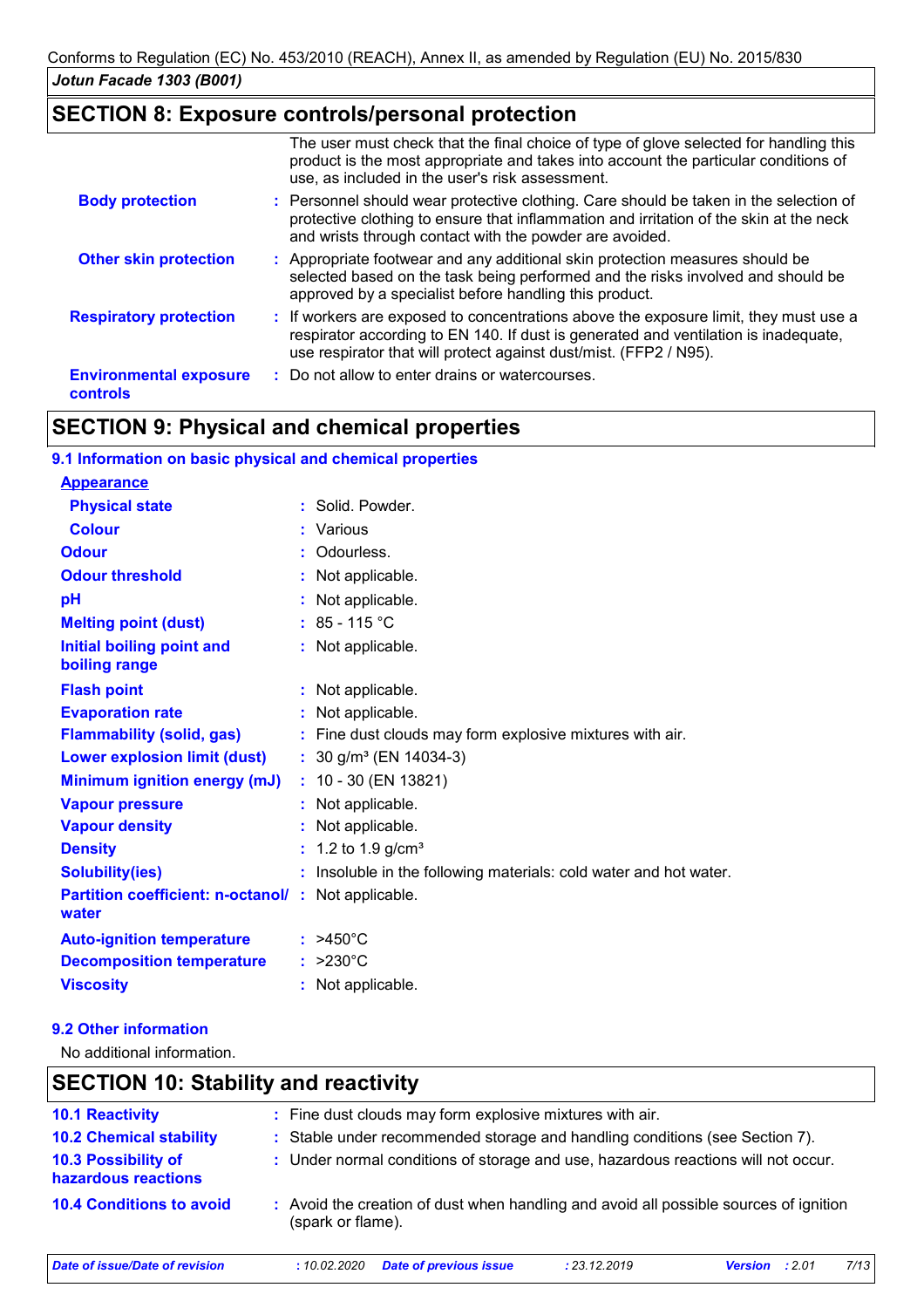## SECTION 8: Exposure controls/personal protection

The user must check that the final choice of type of glove selected for handling this product is the most appropriate and takes into account the particular conditions of use, as included in the user's risk assessment.

| | |
|---|---|
| **Body protection** | : Personnel should wear protective clothing. Care should be taken in the selection of protective clothing to ensure that inflammation and irritation of the skin at the neck and wrists through contact with the powder are avoided. |
| **Other skin protection** | : Appropriate footwear and any additional skin protection measures should be selected based on the task being performed and the risks involved and should be approved by a specialist before handling this product. |
| **Respiratory protection** | : If workers are exposed to concentrations above the exposure limit, they must use a respirator according to EN 140. If dust is generated and ventilation is inadequate, use respirator that will protect against dust/mist. (FFP2 / N95). |
| **Environmental exposure controls** | : Do not allow to enter drains or watercourses. |

## SECTION 9: Physical and chemical properties

### 9.1 Information on basic physical and chemical properties

**Appearance**

| | |
|---|---|
| **Physical state** | : Solid. Powder. |
| **Colour** | : Various |
| **Odour** | : Odourless. |
| **Odour threshold** | : Not applicable. |
| **pH** | : Not applicable. |
| **Melting point (dust)** | : 85 - 115 °C |
| **Initial boiling point and boiling range** | : Not applicable. |
| **Flash point** | : Not applicable. |
| **Evaporation rate** | : Not applicable. |
| **Flammability (solid, gas)** | : Fine dust clouds may form explosive mixtures with air. |
| **Lower explosion limit (dust)** | : 30 g/m³ (EN 14034-3) |
| **Minimum ignition energy (mJ)** | : 10 - 30 (EN 13821) |
| **Vapour pressure** | : Not applicable. |
| **Vapour density** | : Not applicable. |
| **Density** | : 1.2 to 1.9 g/cm³ |
| **Solubility(ies)** | : Insoluble in the following materials: cold water and hot water. |
| **Partition coefficient: n-octanol/ water** | : Not applicable. |
| **Auto-ignition temperature** | : >450°C |
| **Decomposition temperature** | : >230°C |
| **Viscosity** | : Not applicable. |

### 9.2 Other information

No additional information.

## SECTION 10: Stability and reactivity

| | |
|---|---|
| **10.1 Reactivity** | : Fine dust clouds may form explosive mixtures with air. |
| **10.2 Chemical stability** | : Stable under recommended storage and handling conditions (see Section 7). |
| **10.3 Possibility of hazardous reactions** | : Under normal conditions of storage and use, hazardous reactions will not occur. |
| **10.4 Conditions to avoid** | : Avoid the creation of dust when handling and avoid all possible sources of ignition (spark or flame). |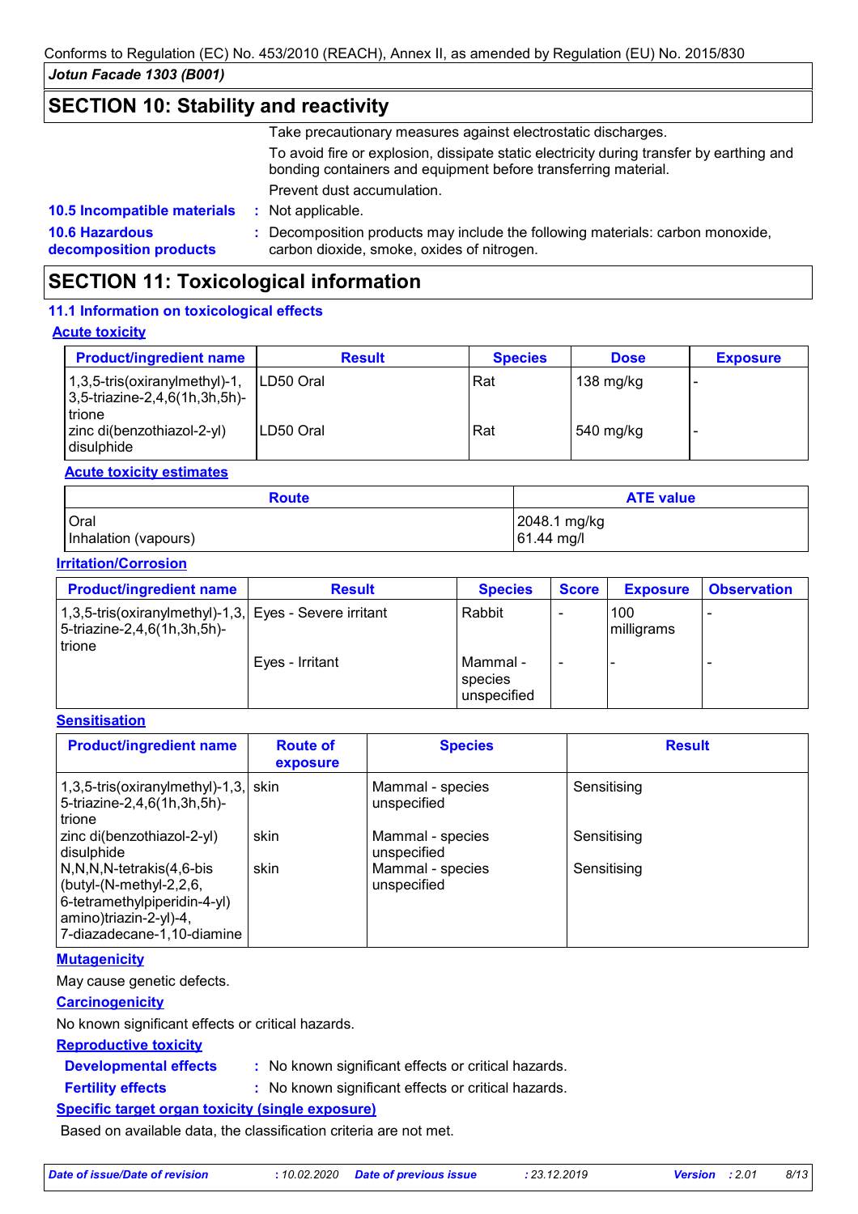## SECTION 10: Stability and reactivity

Take precautionary measures against electrostatic discharges.

To avoid fire or explosion, dissipate static electricity during transfer by earthing and bonding containers and equipment before transferring material.

Prevent dust accumulation.

**10.5 Incompatible materials** : Not applicable.

**10.6 Hazardous decomposition products** : Decomposition products may include the following materials: carbon monoxide, carbon dioxide, smoke, oxides of nitrogen.

## SECTION 11: Toxicological information

### 11.1 Information on toxicological effects

**Acute toxicity**

| Product/ingredient name | Result | Species | Dose | Exposure |
|---|---|---|---|---|
| 1,3,5-tris(oxiranylmethyl)-1,3,5-triazine-2,4,6(1h,3h,5h)-trione | LD50 Oral | Rat | 138 mg/kg | - |
| zinc di(benzothiazol-2-yl) disulphide | LD50 Oral | Rat | 540 mg/kg | - |

**Acute toxicity estimates**

| Route | ATE value |
|---|---|
| Oral | 2048.1 mg/kg |
| Inhalation (vapours) | 61.44 mg/l |

**Irritation/Corrosion**

| Product/ingredient name | Result | Species | Score | Exposure | Observation |
|---|---|---|---|---|---|
| 1,3,5-tris(oxiranylmethyl)-1,3,5-triazine-2,4,6(1h,3h,5h)-trione | Eyes - Severe irritant | Rabbit | - | 100 milligrams | - |
| | Eyes - Irritant | Mammal - species unspecified | - | - | - |

**Sensitisation**

| Product/ingredient name | Route of exposure | Species | Result |
|---|---|---|---|
| 1,3,5-tris(oxiranylmethyl)-1,3,5-triazine-2,4,6(1h,3h,5h)-trione | skin | Mammal - species unspecified | Sensitising |
| zinc di(benzothiazol-2-yl) disulphide | skin | Mammal - species unspecified | Sensitising |
| N,N,N,N-tetrakis(4,6-bis (butyl-(N-methyl-2,2,6,6-tetramethylpiperidin-4-yl) amino)triazin-2-yl)-4,7-diazadecane-1,10-diamine | skin | Mammal - species unspecified | Sensitising |

**Mutagenicity**

May cause genetic defects.

**Carcinogenicity**

No known significant effects or critical hazards.

**Reproductive toxicity**

**Developmental effects** : No known significant effects or critical hazards.

**Fertility effects** : No known significant effects or critical hazards.

**Specific target organ toxicity (single exposure)**

Based on available data, the classification criteria are not met.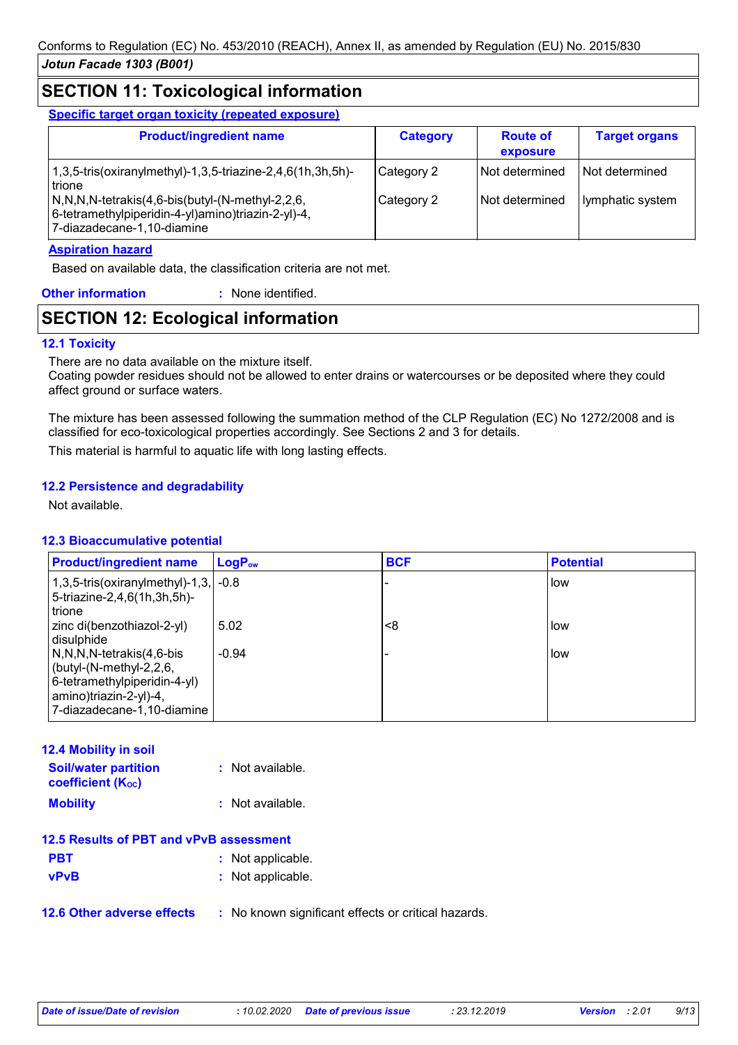## SECTION 11: Toxicological information

**Specific target organ toxicity (repeated exposure)**

| Product/ingredient name | Category | Route of exposure | Target organs |
|---|---|---|---|
| 1,3,5-tris(oxiranylmethyl)-1,3,5-triazine-2,4,6(1h,3h,5h)-trione | Category 2 | Not determined | Not determined |
| N,N,N,N-tetrakis(4,6-bis(butyl-(N-methyl-2,2,6,6-tetramethylpiperidin-4-yl)amino)triazin-2-yl)-4,7-diazadecane-1,10-diamine | Category 2 | Not determined | lymphatic system |

**Aspiration hazard**

Based on available data, the classification criteria are not met.

**Other information** : None identified.

## SECTION 12: Ecological information

### 12.1 Toxicity

There are no data available on the mixture itself.
Coating powder residues should not be allowed to enter drains or watercourses or be deposited where they could affect ground or surface waters.

The mixture has been assessed following the summation method of the CLP Regulation (EC) No 1272/2008 and is classified for eco-toxicological properties accordingly. See Sections 2 and 3 for details.

This material is harmful to aquatic life with long lasting effects.

### 12.2 Persistence and degradability

Not available.

### 12.3 Bioaccumulative potential

| Product/ingredient name | $LogP_{ow}$ | BCF | Potential |
|---|---|---|---|
| 1,3,5-tris(oxiranylmethyl)-1,3,5-triazine-2,4,6(1h,3h,5h)-trione | -0.8 | - | low |
| zinc di(benzothiazol-2-yl) disulphide | 5.02 | <8 | low |
| N,N,N,N-tetrakis(4,6-bis(butyl-(N-methyl-2,2,6,6-tetramethylpiperidin-4-yl)amino)triazin-2-yl)-4,7-diazadecane-1,10-diamine | -0.94 | - | low |

### 12.4 Mobility in soil

**Soil/water partition coefficient ($K_{OC}$)** : Not available.

**Mobility** : Not available.

### 12.5 Results of PBT and vPvB assessment

**PBT** : Not applicable.

**vPvB** : Not applicable.

### 12.6 Other adverse effects

: No known significant effects or critical hazards.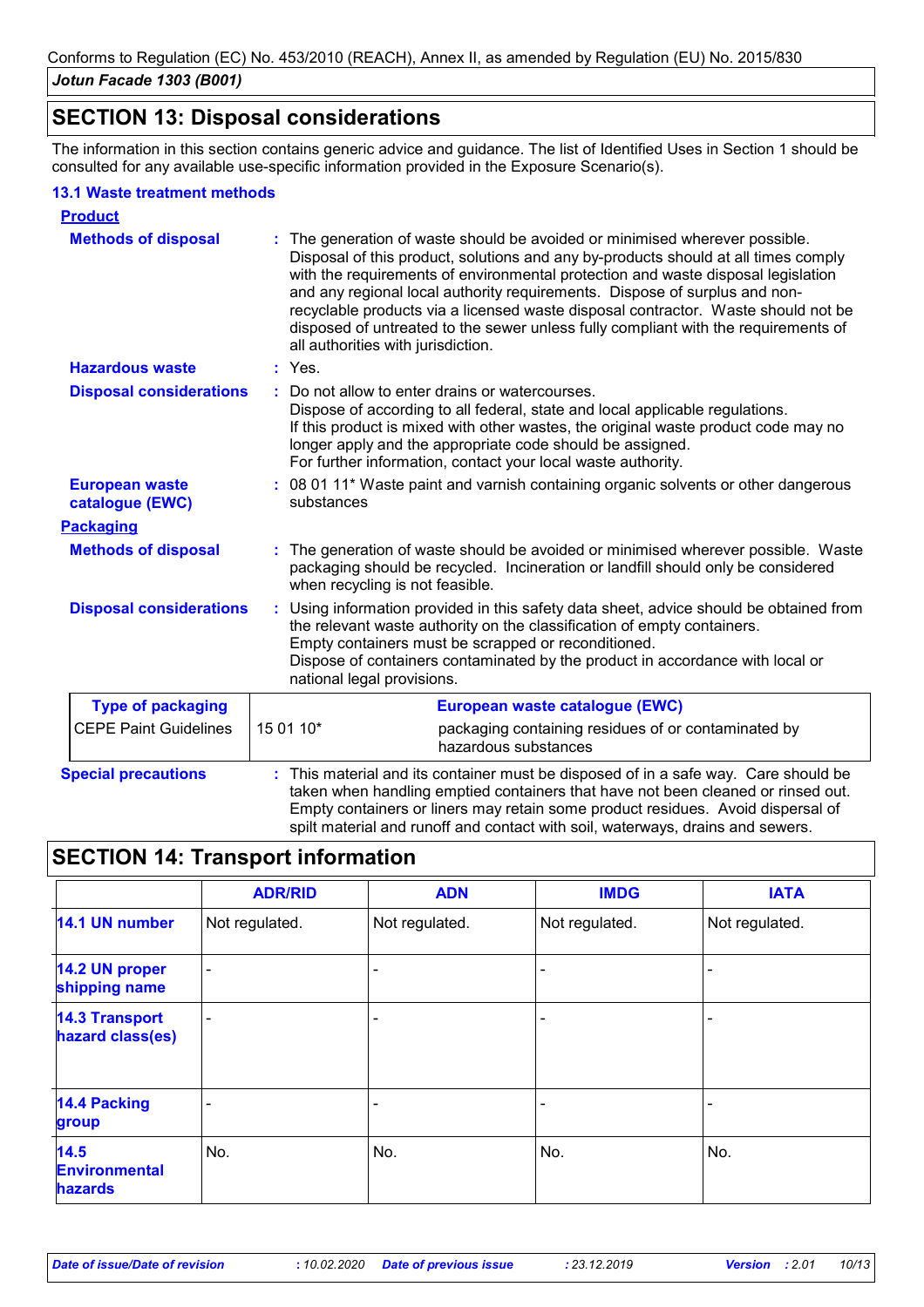## SECTION 13: Disposal considerations

The information in this section contains generic advice and guidance. The list of Identified Uses in Section 1 should be consulted for any available use-specific information provided in the Exposure Scenario(s).

### 13.1 Waste treatment methods

**Product**

**Methods of disposal** : The generation of waste should be avoided or minimised wherever possible. Disposal of this product, solutions and any by-products should at all times comply with the requirements of environmental protection and waste disposal legislation and any regional local authority requirements. Dispose of surplus and non-recyclable products via a licensed waste disposal contractor. Waste should not be disposed of untreated to the sewer unless fully compliant with the requirements of all authorities with jurisdiction.

**Hazardous waste** : Yes.

**Disposal considerations** : Do not allow to enter drains or watercourses.
Dispose of according to all federal, state and local applicable regulations.
If this product is mixed with other wastes, the original waste product code may no longer apply and the appropriate code should be assigned.
For further information, contact your local waste authority.

**European waste catalogue (EWC)** : 08 01 11* Waste paint and varnish containing organic solvents or other dangerous substances

**Packaging**

**Methods of disposal** : The generation of waste should be avoided or minimised wherever possible. Waste packaging should be recycled. Incineration or landfill should only be considered when recycling is not feasible.

**Disposal considerations** : Using information provided in this safety data sheet, advice should be obtained from the relevant waste authority on the classification of empty containers.
Empty containers must be scrapped or reconditioned.
Dispose of containers contaminated by the product in accordance with local or national legal provisions.

| Type of packaging | European waste catalogue (EWC) | |
|---|---|---|
| CEPE Paint Guidelines | 15 01 10* | packaging containing residues of or contaminated by hazardous substances |

**Special precautions** : This material and its container must be disposed of in a safe way. Care should be taken when handling emptied containers that have not been cleaned or rinsed out. Empty containers or liners may retain some product residues. Avoid dispersal of spilt material and runoff and contact with soil, waterways, drains and sewers.

## SECTION 14: Transport information

| | ADR/RID | ADN | IMDG | IATA |
|---|---|---|---|---|
| 14.1 UN number | Not regulated. | Not regulated. | Not regulated. | Not regulated. |
| 14.2 UN proper shipping name | - | - | - | - |
| 14.3 Transport hazard class(es) | - | - | - | - |
| 14.4 Packing group | - | - | - | - |
| 14.5 Environmental hazards | No. | No. | No. | No. |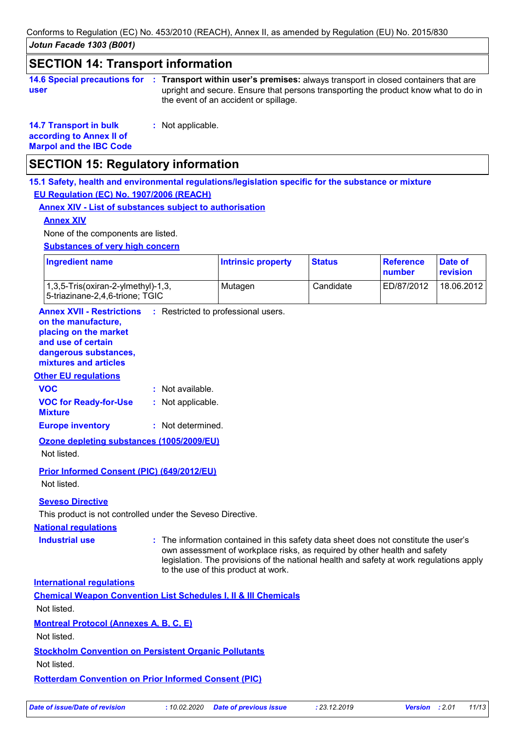## SECTION 14: Transport information

**14.6 Special precautions for user** : **Transport within user's premises:** always transport in closed containers that are upright and secure. Ensure that persons transporting the product know what to do in the event of an accident or spillage.

**14.7 Transport in bulk according to Annex II of Marpol and the IBC Code** : Not applicable.

## SECTION 15: Regulatory information

### 15.1 Safety, health and environmental regulations/legislation specific for the substance or mixture

**EU Regulation (EC) No. 1907/2006 (REACH)**

**Annex XIV - List of substances subject to authorisation**

**Annex XIV**

None of the components are listed.

**Substances of very high concern**

| Ingredient name | Intrinsic property | Status | Reference number | Date of revision |
|---|---|---|---|---|
| 1,3,5-Tris(oxiran-2-ylmethyl)-1,3, 5-triazinane-2,4,6-trione; TGIC | Mutagen | Candidate | ED/87/2012 | 18.06.2012 |

**Annex XVII - Restrictions on the manufacture, placing on the market and use of certain dangerous substances, mixtures and articles** : Restricted to professional users.

**Other EU regulations**

**VOC** : Not available.

**VOC for Ready-for-Use Mixture** : Not applicable.

**Europe inventory** : Not determined.

**Ozone depleting substances (1005/2009/EU)**

Not listed.

**Prior Informed Consent (PIC) (649/2012/EU)**

Not listed.

**Seveso Directive**

This product is not controlled under the Seveso Directive.

**National regulations**

**Industrial use** : The information contained in this safety data sheet does not constitute the user's own assessment of workplace risks, as required by other health and safety legislation. The provisions of the national health and safety at work regulations apply to the use of this product at work.

**International regulations**

**Chemical Weapon Convention List Schedules I, II & III Chemicals**

Not listed.

**Montreal Protocol (Annexes A, B, C, E)**

Not listed.

**Stockholm Convention on Persistent Organic Pollutants**

Not listed.

**Rotterdam Convention on Prior Informed Consent (PIC)**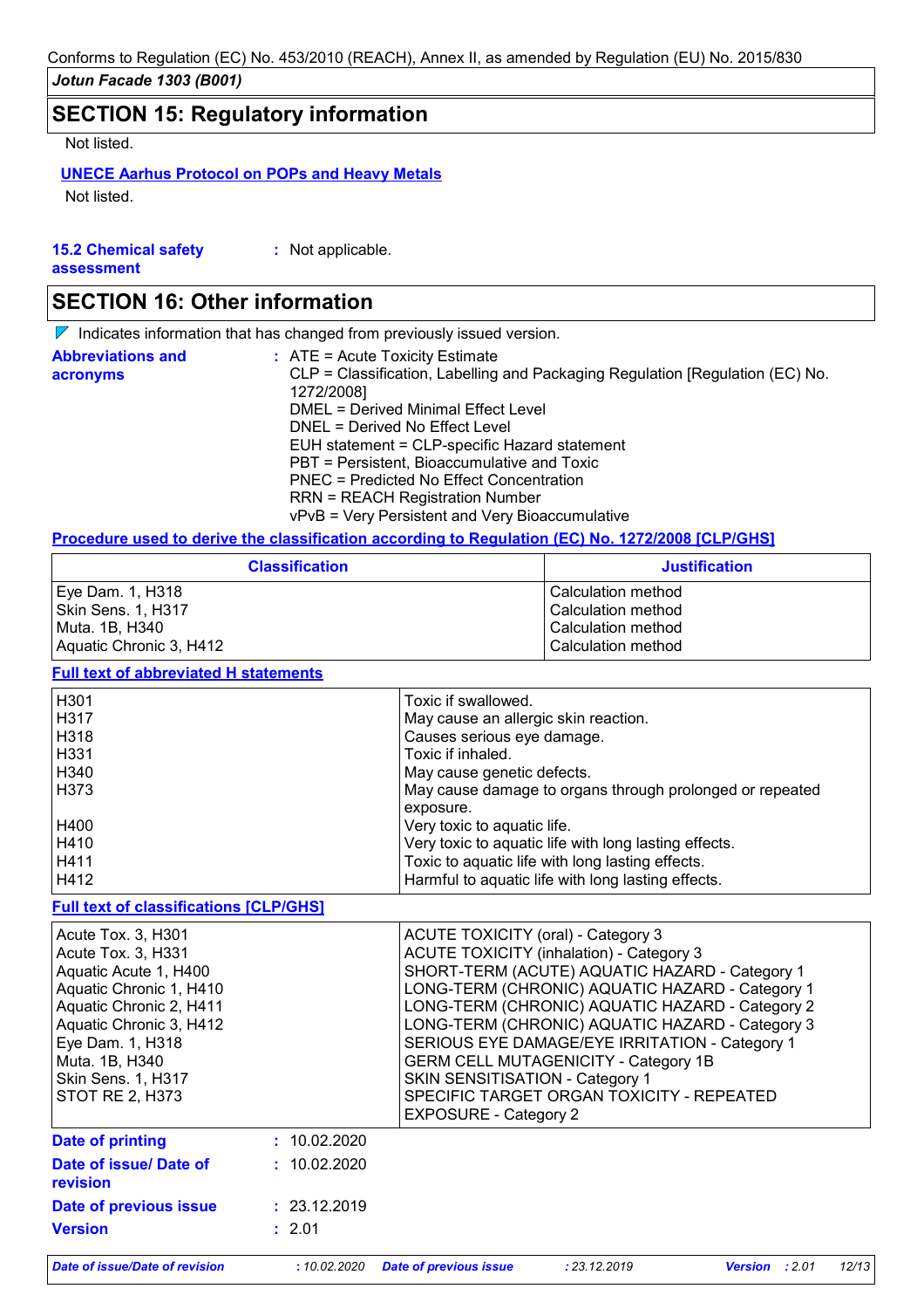## SECTION 15: Regulatory information

Not listed.

**UNECE Aarhus Protocol on POPs and Heavy Metals**

Not listed.

**15.2 Chemical safety assessment** : Not applicable.

## SECTION 16: Other information

Indicates information that has changed from previously issued version.

**Abbreviations and acronyms** : ATE = Acute Toxicity Estimate
CLP = Classification, Labelling and Packaging Regulation [Regulation (EC) No. 1272/2008]
DMEL = Derived Minimal Effect Level
DNEL = Derived No Effect Level
EUH statement = CLP-specific Hazard statement
PBT = Persistent, Bioaccumulative and Toxic
PNEC = Predicted No Effect Concentration
RRN = REACH Registration Number
vPvB = Very Persistent and Very Bioaccumulative

**Procedure used to derive the classification according to Regulation (EC) No. 1272/2008 [CLP/GHS]**

| Classification | Justification |
|---|---|
| Eye Dam. 1, H318 | Calculation method |
| Skin Sens. 1, H317 | Calculation method |
| Muta. 1B, H340 | Calculation method |
| Aquatic Chronic 3, H412 | Calculation method |

**Full text of abbreviated H statements**

| | |
|---|---|
| H301 | Toxic if swallowed. |
| H317 | May cause an allergic skin reaction. |
| H318 | Causes serious eye damage. |
| H331 | Toxic if inhaled. |
| H340 | May cause genetic defects. |
| H373 | May cause damage to organs through prolonged or repeated exposure. |
| H400 | Very toxic to aquatic life. |
| H410 | Very toxic to aquatic life with long lasting effects. |
| H411 | Toxic to aquatic life with long lasting effects. |
| H412 | Harmful to aquatic life with long lasting effects. |

**Full text of classifications [CLP/GHS]**

| | |
|---|---|
| Acute Tox. 3, H301 | ACUTE TOXICITY (oral) - Category 3 |
| Acute Tox. 3, H331 | ACUTE TOXICITY (inhalation) - Category 3 |
| Aquatic Acute 1, H400 | SHORT-TERM (ACUTE) AQUATIC HAZARD - Category 1 |
| Aquatic Chronic 1, H410 | LONG-TERM (CHRONIC) AQUATIC HAZARD - Category 1 |
| Aquatic Chronic 2, H411 | LONG-TERM (CHRONIC) AQUATIC HAZARD - Category 2 |
| Aquatic Chronic 3, H412 | LONG-TERM (CHRONIC) AQUATIC HAZARD - Category 3 |
| Eye Dam. 1, H318 | SERIOUS EYE DAMAGE/EYE IRRITATION - Category 1 |
| Muta. 1B, H340 | GERM CELL MUTAGENICITY - Category 1B |
| Skin Sens. 1, H317 | SKIN SENSITISATION - Category 1 |
| STOT RE 2, H373 | SPECIFIC TARGET ORGAN TOXICITY - REPEATED EXPOSURE - Category 2 |

**Date of printing** : 10.02.2020

**Date of issue/ Date of revision** : 10.02.2020

**Date of previous issue** : 23.12.2019

**Version** : 2.01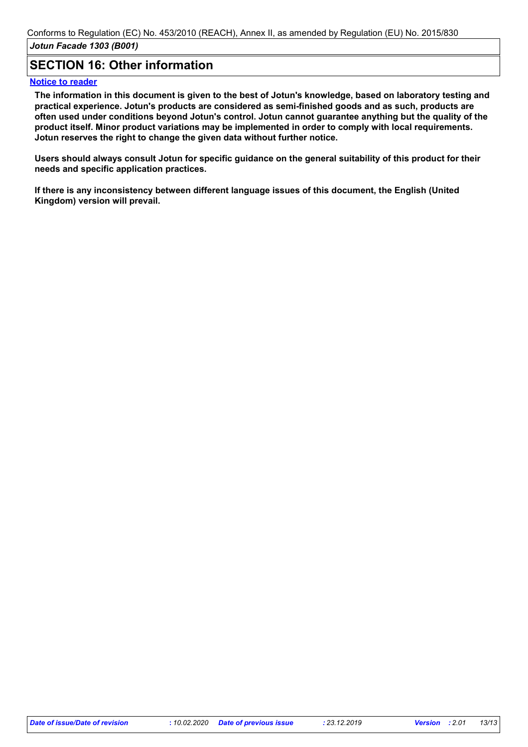## SECTION 16: Other information

**Notice to reader**

**The information in this document is given to the best of Jotun's knowledge, based on laboratory testing and practical experience. Jotun's products are considered as semi-finished goods and as such, products are often used under conditions beyond Jotun's control. Jotun cannot guarantee anything but the quality of the product itself. Minor product variations may be implemented in order to comply with local requirements. Jotun reserves the right to change the given data without further notice.**

**Users should always consult Jotun for specific guidance on the general suitability of this product for their needs and specific application practices.**

**If there is any inconsistency between different language issues of this document, the English (United Kingdom) version will prevail.**